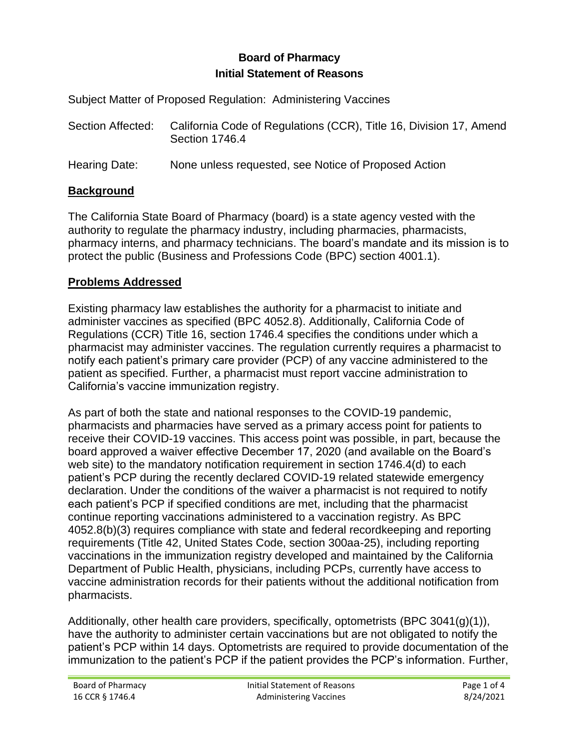**Board of Pharmacy**
**Initial Statement of Reasons**

Subject Matter of Proposed Regulation: Administering Vaccines

Section Affected: California Code of Regulations (CCR), Title 16, Division 17, Amend Section 1746.4

Hearing Date: None unless requested, see Notice of Proposed Action

## Background

The California State Board of Pharmacy (board) is a state agency vested with the authority to regulate the pharmacy industry, including pharmacies, pharmacists, pharmacy interns, and pharmacy technicians. The board's mandate and its mission is to protect the public (Business and Professions Code (BPC) section 4001.1).

## Problems Addressed

Existing pharmacy law establishes the authority for a pharmacist to initiate and administer vaccines as specified (BPC 4052.8). Additionally, California Code of Regulations (CCR) Title 16, section 1746.4 specifies the conditions under which a pharmacist may administer vaccines. The regulation currently requires a pharmacist to notify each patient's primary care provider (PCP) of any vaccine administered to the patient as specified. Further, a pharmacist must report vaccine administration to California's vaccine immunization registry.

As part of both the state and national responses to the COVID-19 pandemic, pharmacists and pharmacies have served as a primary access point for patients to receive their COVID-19 vaccines. This access point was possible, in part, because the board approved a waiver effective December 17, 2020 (and available on the Board's web site) to the mandatory notification requirement in section 1746.4(d) to each patient's PCP during the recently declared COVID-19 related statewide emergency declaration. Under the conditions of the waiver a pharmacist is not required to notify each patient's PCP if specified conditions are met, including that the pharmacist continue reporting vaccinations administered to a vaccination registry. As BPC 4052.8(b)(3) requires compliance with state and federal recordkeeping and reporting requirements (Title 42, United States Code, section 300aa-25), including reporting vaccinations in the immunization registry developed and maintained by the California Department of Public Health, physicians, including PCPs, currently have access to vaccine administration records for their patients without the additional notification from pharmacists.

Additionally, other health care providers, specifically, optometrists (BPC 3041(g)(1)), have the authority to administer certain vaccinations but are not obligated to notify the patient's PCP within 14 days. Optometrists are required to provide documentation of the immunization to the patient's PCP if the patient provides the PCP's information. Further,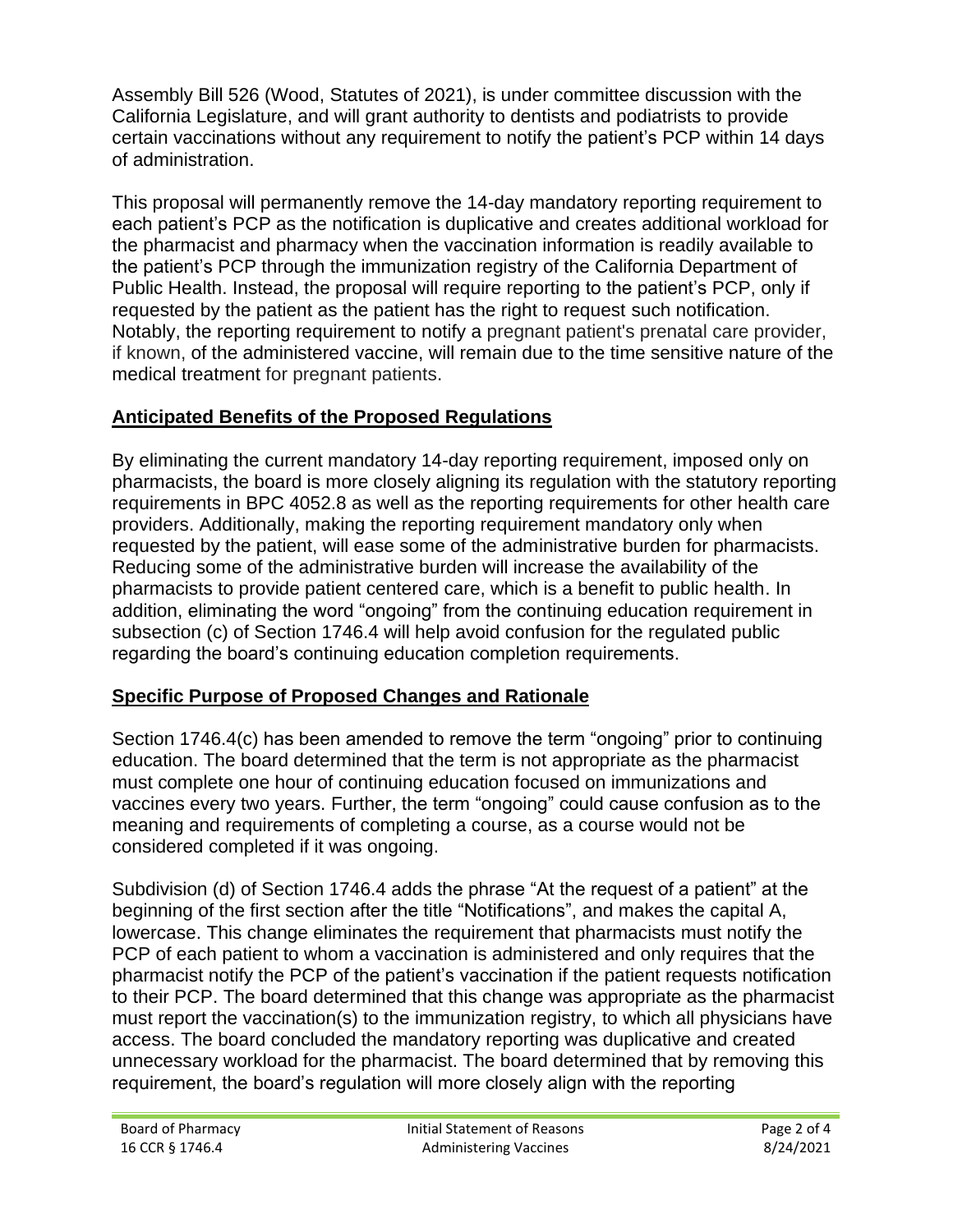Assembly Bill 526 (Wood, Statutes of 2021), is under committee discussion with the California Legislature, and will grant authority to dentists and podiatrists to provide certain vaccinations without any requirement to notify the patient's PCP within 14 days of administration.

This proposal will permanently remove the 14-day mandatory reporting requirement to each patient's PCP as the notification is duplicative and creates additional workload for the pharmacist and pharmacy when the vaccination information is readily available to the patient's PCP through the immunization registry of the California Department of Public Health. Instead, the proposal will require reporting to the patient's PCP, only if requested by the patient as the patient has the right to request such notification. Notably, the reporting requirement to notify a pregnant patient's prenatal care provider, if known, of the administered vaccine, will remain due to the time sensitive nature of the medical treatment for pregnant patients.

## Anticipated Benefits of the Proposed Regulations

By eliminating the current mandatory 14-day reporting requirement, imposed only on pharmacists, the board is more closely aligning its regulation with the statutory reporting requirements in BPC 4052.8 as well as the reporting requirements for other health care providers. Additionally, making the reporting requirement mandatory only when requested by the patient, will ease some of the administrative burden for pharmacists. Reducing some of the administrative burden will increase the availability of the pharmacists to provide patient centered care, which is a benefit to public health. In addition, eliminating the word "ongoing" from the continuing education requirement in subsection (c) of Section 1746.4 will help avoid confusion for the regulated public regarding the board's continuing education completion requirements.

## Specific Purpose of Proposed Changes and Rationale

Section 1746.4(c) has been amended to remove the term "ongoing" prior to continuing education. The board determined that the term is not appropriate as the pharmacist must complete one hour of continuing education focused on immunizations and vaccines every two years. Further, the term "ongoing" could cause confusion as to the meaning and requirements of completing a course, as a course would not be considered completed if it was ongoing.

Subdivision (d) of Section 1746.4 adds the phrase "At the request of a patient" at the beginning of the first section after the title "Notifications", and makes the capital A, lowercase. This change eliminates the requirement that pharmacists must notify the PCP of each patient to whom a vaccination is administered and only requires that the pharmacist notify the PCP of the patient's vaccination if the patient requests notification to their PCP. The board determined that this change was appropriate as the pharmacist must report the vaccination(s) to the immunization registry, to which all physicians have access. The board concluded the mandatory reporting was duplicative and created unnecessary workload for the pharmacist. The board determined that by removing this requirement, the board's regulation will more closely align with the reporting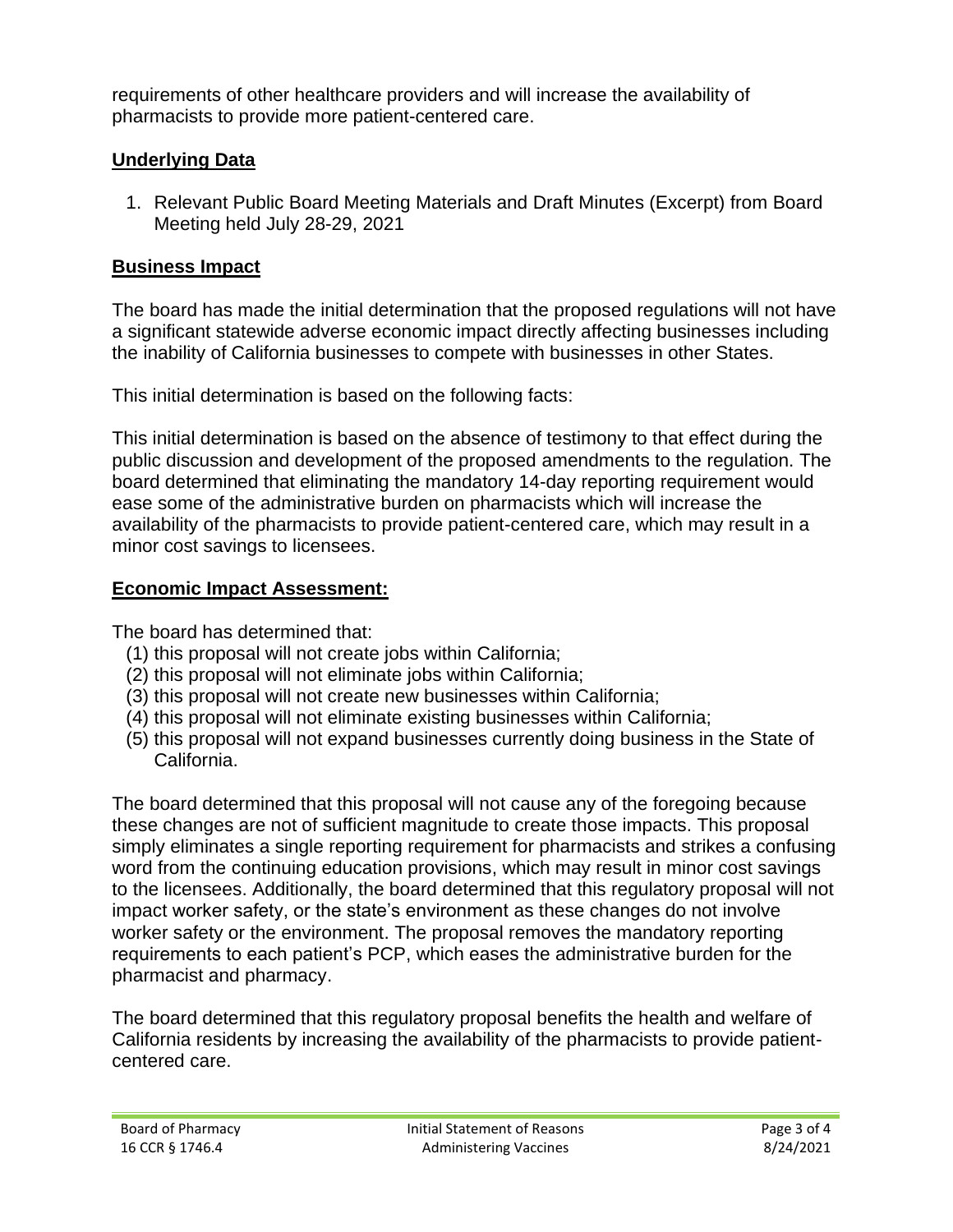requirements of other healthcare providers and will increase the availability of pharmacists to provide more patient-centered care.

## Underlying Data

1. Relevant Public Board Meeting Materials and Draft Minutes (Excerpt) from Board Meeting held July 28-29, 2021

## Business Impact

The board has made the initial determination that the proposed regulations will not have a significant statewide adverse economic impact directly affecting businesses including the inability of California businesses to compete with businesses in other States.

This initial determination is based on the following facts:

This initial determination is based on the absence of testimony to that effect during the public discussion and development of the proposed amendments to the regulation. The board determined that eliminating the mandatory 14-day reporting requirement would ease some of the administrative burden on pharmacists which will increase the availability of the pharmacists to provide patient-centered care, which may result in a minor cost savings to licensees.

## Economic Impact Assessment:

The board has determined that:

(1) this proposal will not create jobs within California;
(2) this proposal will not eliminate jobs within California;
(3) this proposal will not create new businesses within California;
(4) this proposal will not eliminate existing businesses within California;
(5) this proposal will not expand businesses currently doing business in the State of California.

The board determined that this proposal will not cause any of the foregoing because these changes are not of sufficient magnitude to create those impacts. This proposal simply eliminates a single reporting requirement for pharmacists and strikes a confusing word from the continuing education provisions, which may result in minor cost savings to the licensees. Additionally, the board determined that this regulatory proposal will not impact worker safety, or the state's environment as these changes do not involve worker safety or the environment. The proposal removes the mandatory reporting requirements to each patient's PCP, which eases the administrative burden for the pharmacist and pharmacy.

The board determined that this regulatory proposal benefits the health and welfare of California residents by increasing the availability of the pharmacists to provide patient-centered care.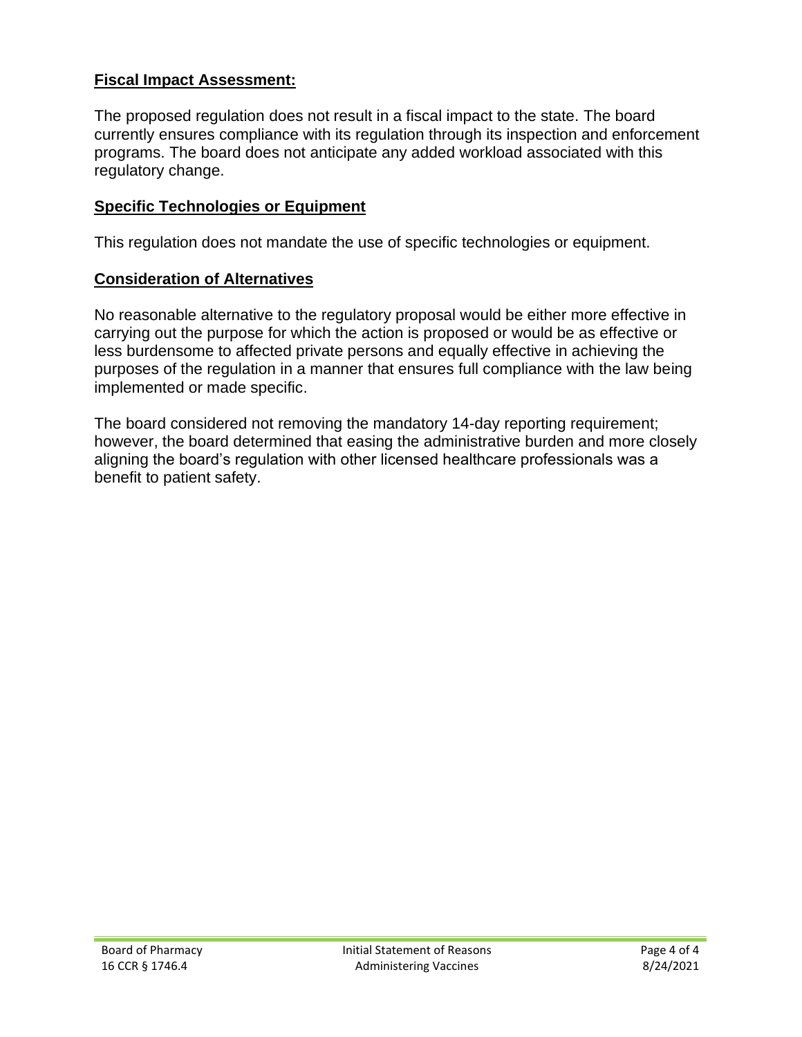## Fiscal Impact Assessment:

The proposed regulation does not result in a fiscal impact to the state. The board currently ensures compliance with its regulation through its inspection and enforcement programs. The board does not anticipate any added workload associated with this regulatory change.

## Specific Technologies or Equipment

This regulation does not mandate the use of specific technologies or equipment.

## Consideration of Alternatives

No reasonable alternative to the regulatory proposal would be either more effective in carrying out the purpose for which the action is proposed or would be as effective or less burdensome to affected private persons and equally effective in achieving the purposes of the regulation in a manner that ensures full compliance with the law being implemented or made specific.

The board considered not removing the mandatory 14-day reporting requirement; however, the board determined that easing the administrative burden and more closely aligning the board's regulation with other licensed healthcare professionals was a benefit to patient safety.